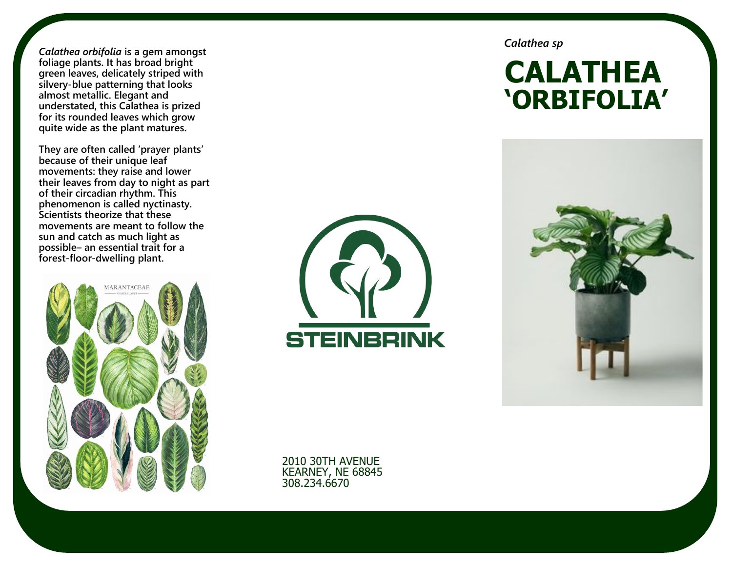*Calathea sp*

# CALATHEA 'ORBIFOLIA'

***Calathea orbifolia*** **is a gem amongst foliage plants. It has broad bright green leaves, delicately striped with silvery-blue patterning that looks almost metallic. Elegant and understated, this Calathea is prized for its rounded leaves which grow quite wide as the plant matures.**

**They are often called 'prayer plants' because of their unique leaf movements: they raise and lower their leaves from day to night as part of their circadian rhythm. This phenomenon is called nyctinasty. Scientists theorize that these movements are meant to follow the sun and catch as much light as possible– an essential trait for a forest-floor-dwelling plant.**

STEINBRINK

2010 30TH AVENUE
KEARNEY, NE 68845
308.234.6670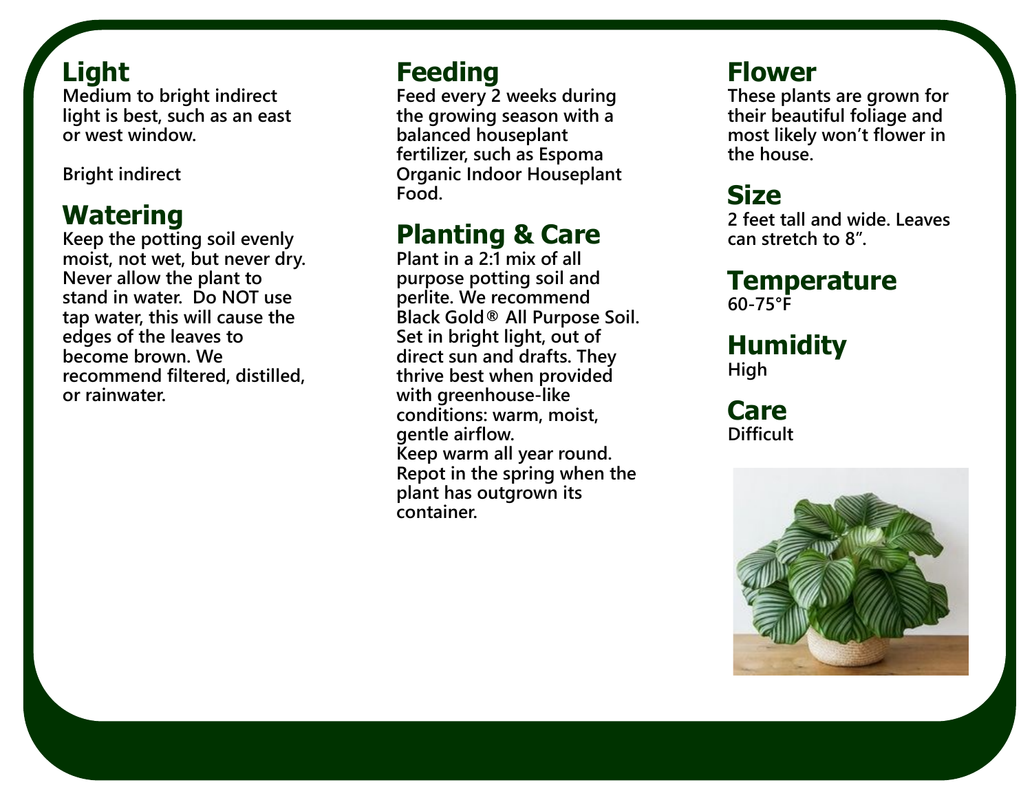## Light

Medium to bright indirect light is best, such as an east or west window.

Bright indirect

## Watering

Keep the potting soil evenly moist, not wet, but never dry. Never allow the plant to stand in water. Do NOT use tap water, this will cause the edges of the leaves to become brown. We recommend filtered, distilled, or rainwater.

## Feeding

Feed every 2 weeks during the growing season with a balanced houseplant fertilizer, such as Espoma Organic Indoor Houseplant Food.

## Planting & Care

Plant in a 2:1 mix of all purpose potting soil and perlite. We recommend Black Gold® All Purpose Soil. Set in bright light, out of direct sun and drafts. They thrive best when provided with greenhouse-like conditions: warm, moist, gentle airflow.
Keep warm all year round. Repot in the spring when the plant has outgrown its container.

## Flower

These plants are grown for their beautiful foliage and most likely won't flower in the house.

## Size

2 feet tall and wide. Leaves can stretch to 8".

## Temperature

60-75°F

## Humidity

High

## Care

Difficult